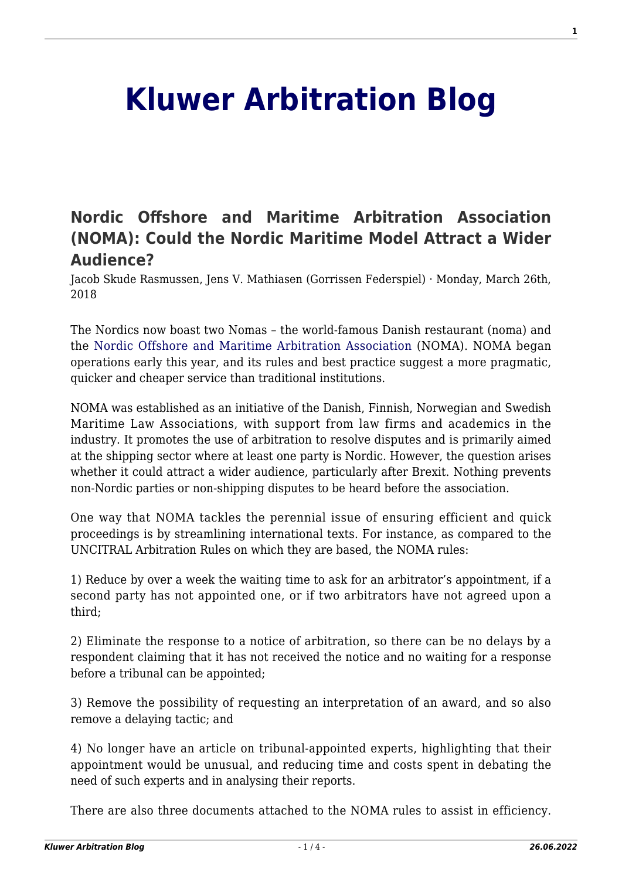# Kluwer Arbitration Blog

## Nordic Offshore and Maritime Arbitration Association (NOMA): Could the Nordic Maritime Model Attract a Wider Audience?

Jacob Skude Rasmussen, Jens V. Mathiasen (Gorrissen Federspiel) · Monday, March 26th, 2018

The Nordics now boast two Nomas – the world-famous Danish restaurant (noma) and the Nordic Offshore and Maritime Arbitration Association (NOMA). NOMA began operations early this year, and its rules and best practice suggest a more pragmatic, quicker and cheaper service than traditional institutions.

NOMA was established as an initiative of the Danish, Finnish, Norwegian and Swedish Maritime Law Associations, with support from law firms and academics in the industry. It promotes the use of arbitration to resolve disputes and is primarily aimed at the shipping sector where at least one party is Nordic. However, the question arises whether it could attract a wider audience, particularly after Brexit. Nothing prevents non-Nordic parties or non-shipping disputes to be heard before the association.

One way that NOMA tackles the perennial issue of ensuring efficient and quick proceedings is by streamlining international texts. For instance, as compared to the UNCITRAL Arbitration Rules on which they are based, the NOMA rules:

1) Reduce by over a week the waiting time to ask for an arbitrator's appointment, if a second party has not appointed one, or if two arbitrators have not agreed upon a third;

2) Eliminate the response to a notice of arbitration, so there can be no delays by a respondent claiming that it has not received the notice and no waiting for a response before a tribunal can be appointed;

3) Remove the possibility of requesting an interpretation of an award, and so also remove a delaying tactic; and

4) No longer have an article on tribunal-appointed experts, highlighting that their appointment would be unusual, and reducing time and costs spent in debating the need of such experts and in analysing their reports.

There are also three documents attached to the NOMA rules to assist in efficiency.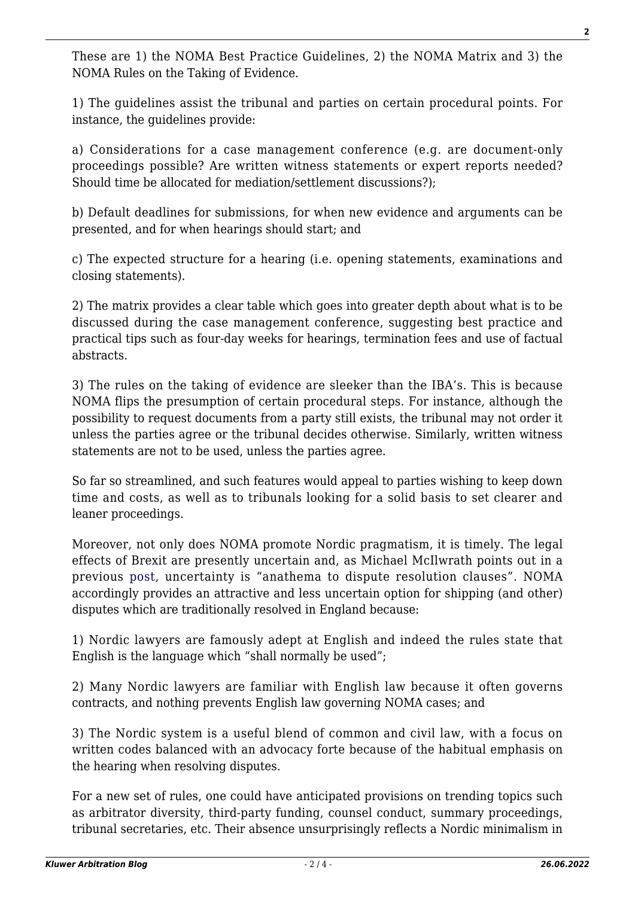These are 1) the NOMA Best Practice Guidelines, 2) the NOMA Matrix and 3) the NOMA Rules on the Taking of Evidence.

1) The guidelines assist the tribunal and parties on certain procedural points. For instance, the guidelines provide:

a) Considerations for a case management conference (e.g. are document-only proceedings possible? Are written witness statements or expert reports needed? Should time be allocated for mediation/settlement discussions?);

b) Default deadlines for submissions, for when new evidence and arguments can be presented, and for when hearings should start; and

c) The expected structure for a hearing (i.e. opening statements, examinations and closing statements).

2) The matrix provides a clear table which goes into greater depth about what is to be discussed during the case management conference, suggesting best practice and practical tips such as four-day weeks for hearings, termination fees and use of factual abstracts.

3) The rules on the taking of evidence are sleeker than the IBA's. This is because NOMA flips the presumption of certain procedural steps. For instance, although the possibility to request documents from a party still exists, the tribunal may not order it unless the parties agree or the tribunal decides otherwise. Similarly, written witness statements are not to be used, unless the parties agree.

So far so streamlined, and such features would appeal to parties wishing to keep down time and costs, as well as to tribunals looking for a solid basis to set clearer and leaner proceedings.

Moreover, not only does NOMA promote Nordic pragmatism, it is timely. The legal effects of Brexit are presently uncertain and, as Michael McIlwrath points out in a previous post, uncertainty is "anathema to dispute resolution clauses". NOMA accordingly provides an attractive and less uncertain option for shipping (and other) disputes which are traditionally resolved in England because:

1) Nordic lawyers are famously adept at English and indeed the rules state that English is the language which "shall normally be used";

2) Many Nordic lawyers are familiar with English law because it often governs contracts, and nothing prevents English law governing NOMA cases; and

3) The Nordic system is a useful blend of common and civil law, with a focus on written codes balanced with an advocacy forte because of the habitual emphasis on the hearing when resolving disputes.

For a new set of rules, one could have anticipated provisions on trending topics such as arbitrator diversity, third-party funding, counsel conduct, summary proceedings, tribunal secretaries, etc. Their absence unsurprisingly reflects a Nordic minimalism in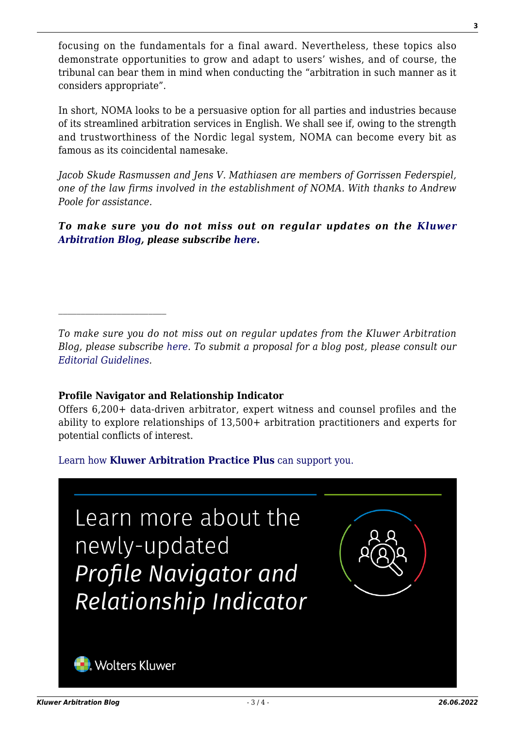focusing on the fundamentals for a final award. Nevertheless, these topics also demonstrate opportunities to grow and adapt to users' wishes, and of course, the tribunal can bear them in mind when conducting the "arbitration in such manner as it considers appropriate".

In short, NOMA looks to be a persuasive option for all parties and industries because of its streamlined arbitration services in English. We shall see if, owing to the strength and trustworthiness of the Nordic legal system, NOMA can become every bit as famous as its coincidental namesake.

*Jacob Skude Rasmussen and Jens V. Mathiasen are members of Gorrissen Federspiel, one of the law firms involved in the establishment of NOMA. With thanks to Andrew Poole for assistance.*

***To make sure you do not miss out on regular updates on the Kluwer Arbitration Blog, please subscribe here.***

---

*To make sure you do not miss out on regular updates from the Kluwer Arbitration Blog, please subscribe here. To submit a proposal for a blog post, please consult our Editorial Guidelines.*

**Profile Navigator and Relationship Indicator**

Offers 6,200+ data-driven arbitrator, expert witness and counsel profiles and the ability to explore relationships of 13,500+ arbitration practitioners and experts for potential conflicts of interest.

Learn how **Kluwer Arbitration Practice Plus** can support you.

Learn more about the newly-updated *Profile Navigator and Relationship Indicator*

Wolters Kluwer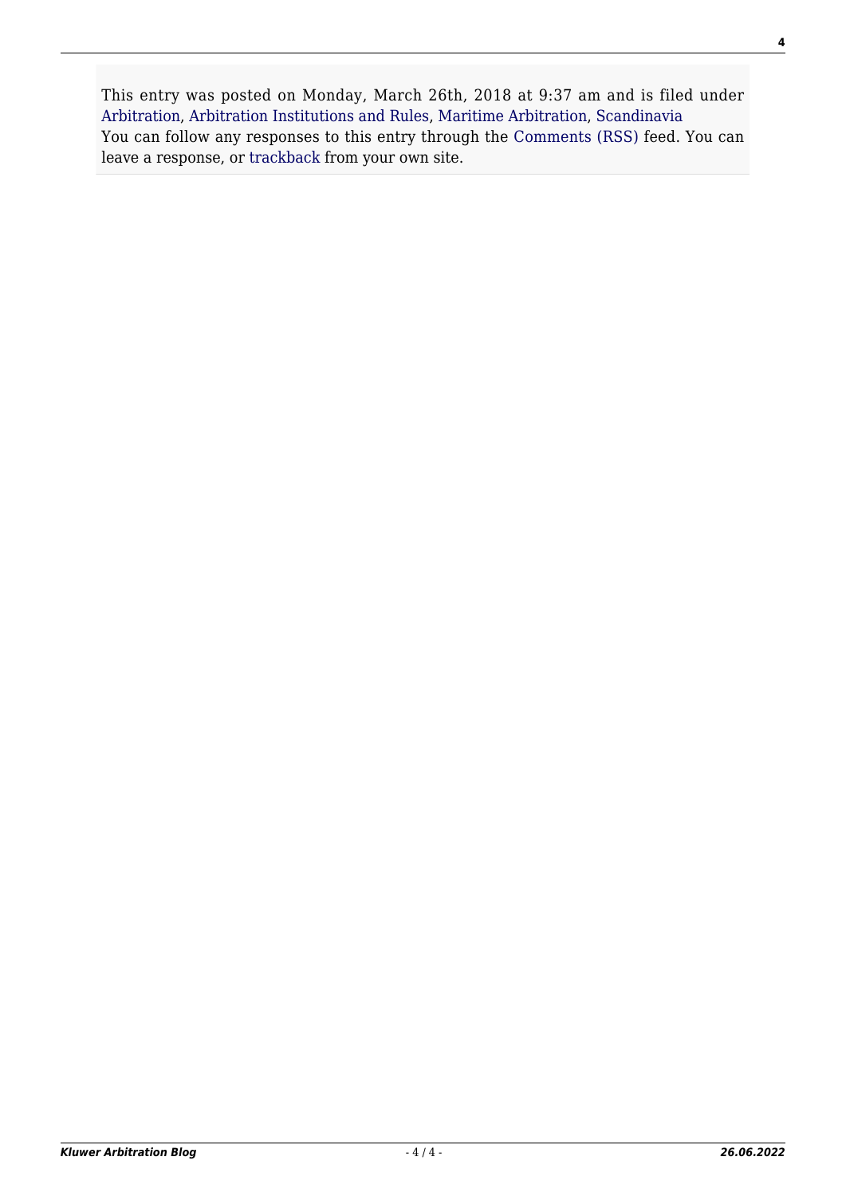This entry was posted on Monday, March 26th, 2018 at 9:37 am and is filed under Arbitration, Arbitration Institutions and Rules, Maritime Arbitration, Scandinavia
You can follow any responses to this entry through the Comments (RSS) feed. You can leave a response, or trackback from your own site.